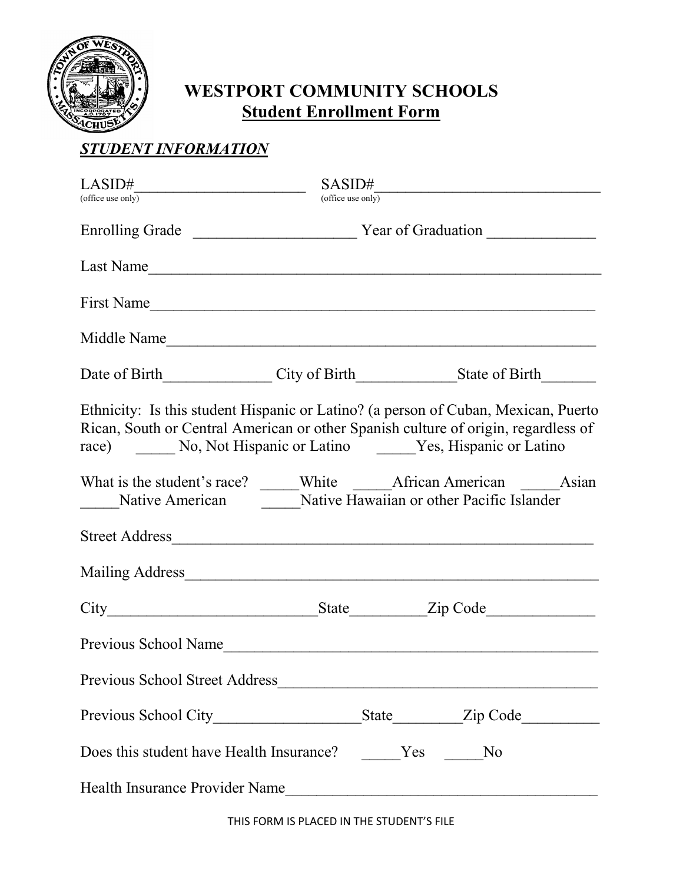# WESTPORT COMMUNITY SCHOOLS

## Student Enrollment Form

***STUDENT INFORMATION***

LASID#______________________ (office use only) SASID#______________________________ (office use only)

Enrolling Grade ____________________ Year of Graduation _____________

Last Name__________________________________________________________

First Name_________________________________________________________

Middle Name_______________________________________________________

Date of Birth_____________ City of Birth____________State of Birth______

Ethnicity: Is this student Hispanic or Latino? (a person of Cuban, Mexican, Puerto Rican, South or Central American or other Spanish culture of origin, regardless of race) _____ No, Not Hispanic or Latino _____Yes, Hispanic or Latino

What is the student's race? _____White _____African American _____Asian _____Native American _____Native Hawaiian or other Pacific Islander

Street Address______________________________________________________

Mailing Address_____________________________________________________

City__________________________State_________Zip Code_____________

Previous School Name_______________________________________________

Previous School Street Address________________________________________

Previous School City__________________State________Zip Code_________

Does this student have Health Insurance? _____Yes _____No

Health Insurance Provider Name______________________________________

THIS FORM IS PLACED IN THE STUDENT'S FILE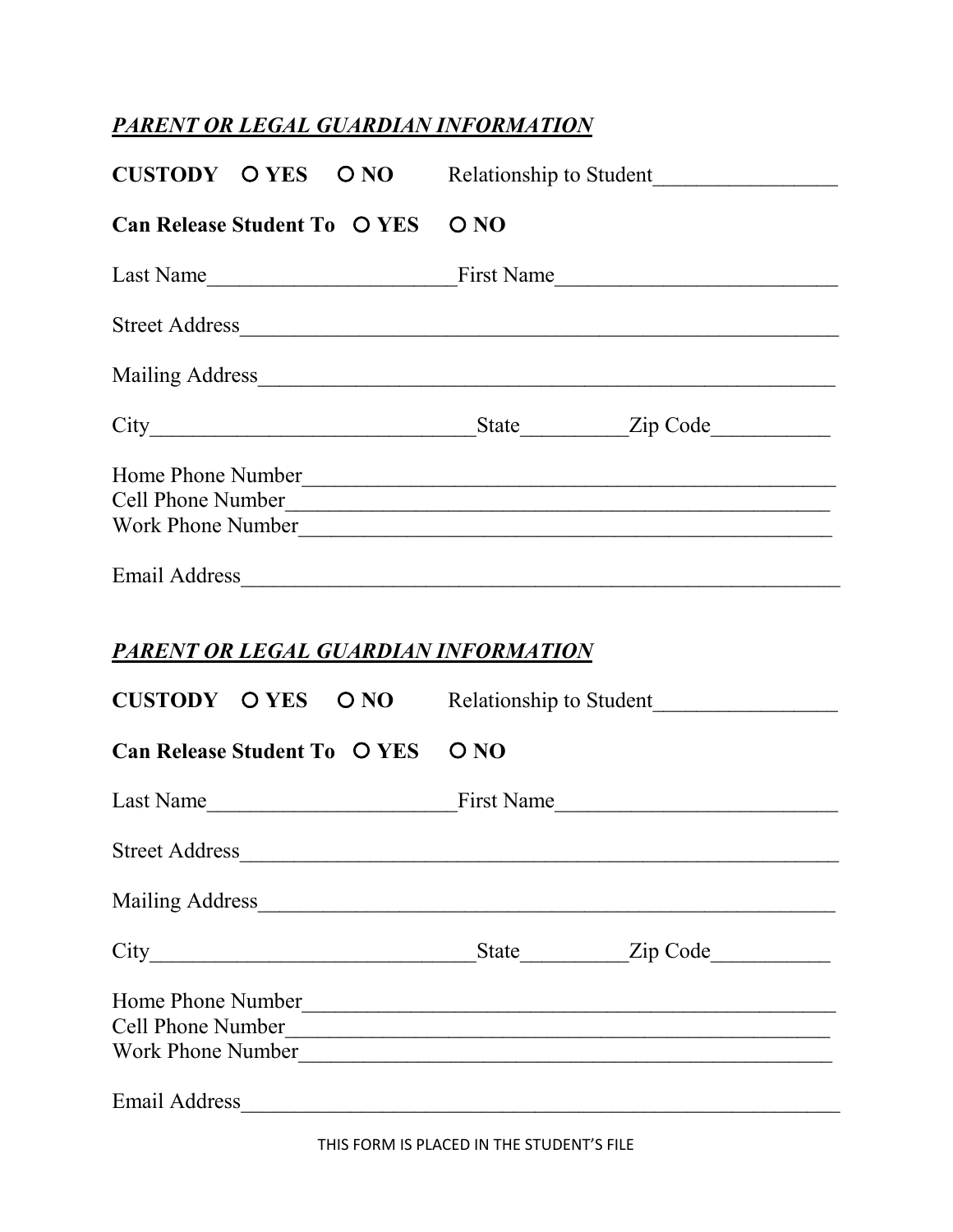***PARENT OR LEGAL GUARDIAN INFORMATION***

**CUSTODY** ○ **YES** ○ **NO** Relationship to Student________________

**Can Release Student To** ○ **YES** ○ **NO**

Last Name______________________First Name_________________________

Street Address________________________________________________________

Mailing Address______________________________________________________

City_____________________________State_________Zip Code__________

Home Phone Number_________________________________________________
Cell Phone Number__________________________________________________
Work Phone Number_________________________________________________

Email Address________________________________________________________

***PARENT OR LEGAL GUARDIAN INFORMATION***

**CUSTODY** ○ **YES** ○ **NO** Relationship to Student________________

**Can Release Student To** ○ **YES** ○ **NO**

Last Name______________________First Name_________________________

Street Address________________________________________________________

Mailing Address______________________________________________________

City_____________________________State_________Zip Code__________

Home Phone Number_________________________________________________
Cell Phone Number__________________________________________________
Work Phone Number_________________________________________________

Email Address________________________________________________________

THIS FORM IS PLACED IN THE STUDENT'S FILE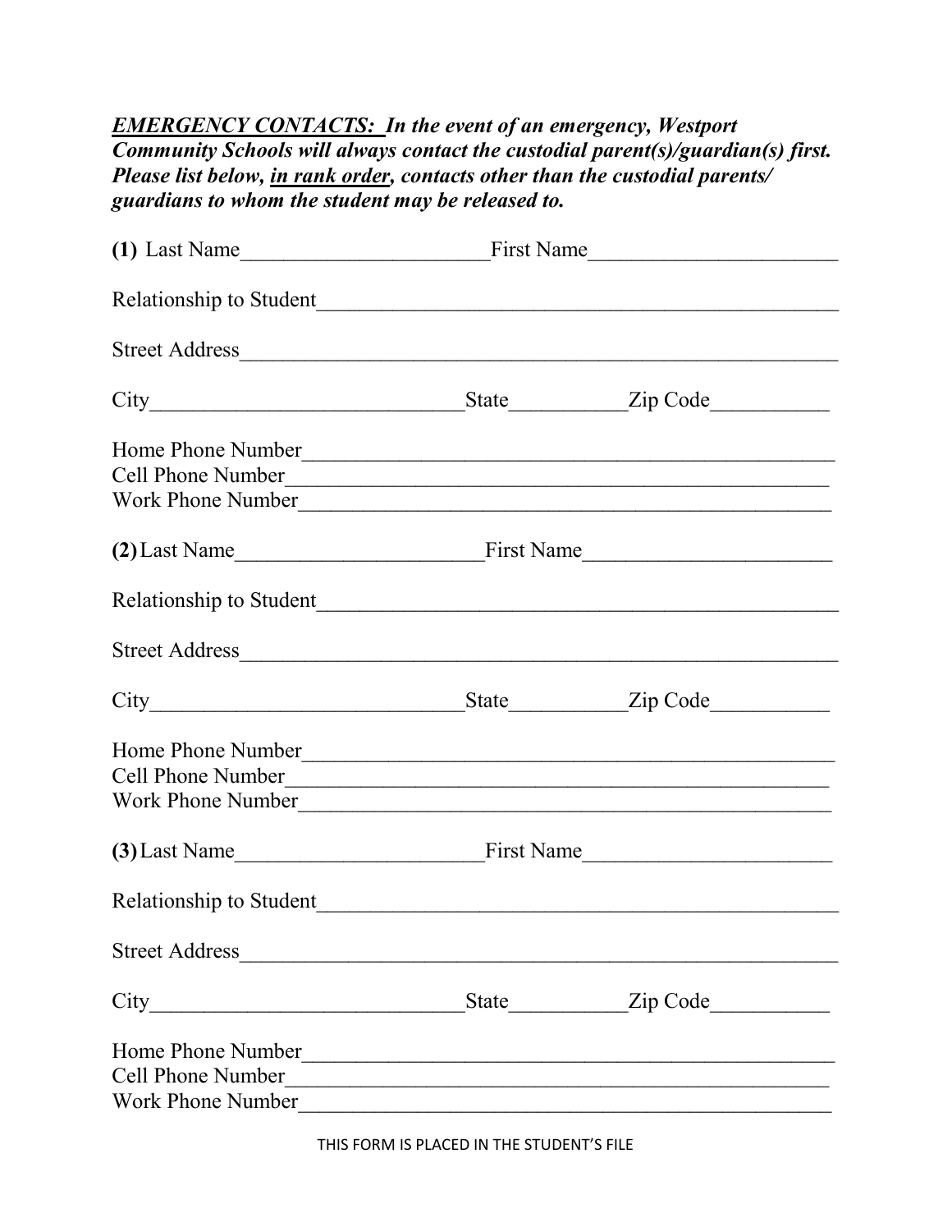***<u>EMERGENCY CONTACTS:</u> In the event of an emergency, Westport Community Schools will always contact the custodial parent(s)/guardian(s) first. Please list below, <u>in rank order</u>, contacts other than the custodial parents/ guardians to whom the student may be released to.***

**(1)** Last Name_______________________First Name_______________________

Relationship to Student_________________________________________________

Street Address_______________________________________________________

City_____________________________State___________Zip Code___________

Home Phone Number__________________________________________________
Cell Phone Number___________________________________________________
Work Phone Number__________________________________________________

**(2)** Last Name_______________________First Name_______________________

Relationship to Student_________________________________________________

Street Address_______________________________________________________

City_____________________________State___________Zip Code___________

Home Phone Number__________________________________________________
Cell Phone Number___________________________________________________
Work Phone Number__________________________________________________

**(3)** Last Name_______________________First Name_______________________

Relationship to Student_________________________________________________

Street Address_______________________________________________________

City_____________________________State___________Zip Code___________

Home Phone Number__________________________________________________
Cell Phone Number___________________________________________________
Work Phone Number__________________________________________________

THIS FORM IS PLACED IN THE STUDENT'S FILE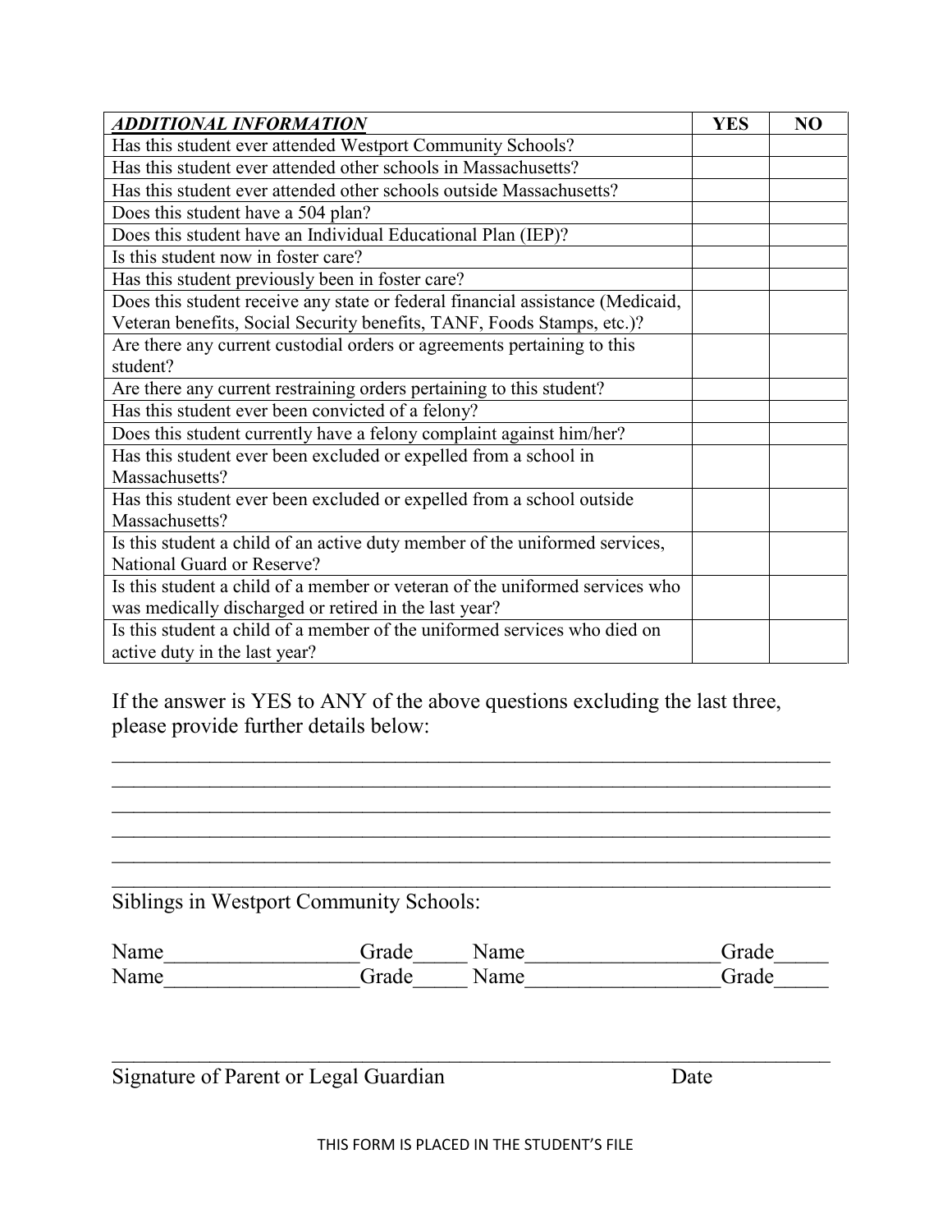| *ADDITIONAL INFORMATION* | YES | NO |
|---|---|---|
| Has this student ever attended Westport Community Schools? | | |
| Has this student ever attended other schools in Massachusetts? | | |
| Has this student ever attended other schools outside Massachusetts? | | |
| Does this student have a 504 plan? | | |
| Does this student have an Individual Educational Plan (IEP)? | | |
| Is this student now in foster care? | | |
| Has this student previously been in foster care? | | |
| Does this student receive any state or federal financial assistance (Medicaid, Veteran benefits, Social Security benefits, TANF, Foods Stamps, etc.)? | | |
| Are there any current custodial orders or agreements pertaining to this student? | | |
| Are there any current restraining orders pertaining to this student? | | |
| Has this student ever been convicted of a felony? | | |
| Does this student currently have a felony complaint against him/her? | | |
| Has this student ever been excluded or expelled from a school in Massachusetts? | | |
| Has this student ever been excluded or expelled from a school outside Massachusetts? | | |
| Is this student a child of an active duty member of the uniformed services, National Guard or Reserve? | | |
| Is this student a child of a member or veteran of the uniformed services who was medically discharged or retired in the last year? | | |
| Is this student a child of a member of the uniformed services who died on active duty in the last year? | | |

If the answer is YES to ANY of the above questions excluding the last three, please provide further details below:

______________________________________________________________________
______________________________________________________________________
______________________________________________________________________
______________________________________________________________________
______________________________________________________________________
______________________________________________________________________

Siblings in Westport Community Schools:

Name_________________Grade_____ Name_________________Grade_____
Name_________________Grade_____ Name_________________Grade_____

______________________________________________________________________
Signature of Parent or Legal Guardian                                   Date

THIS FORM IS PLACED IN THE STUDENT'S FILE